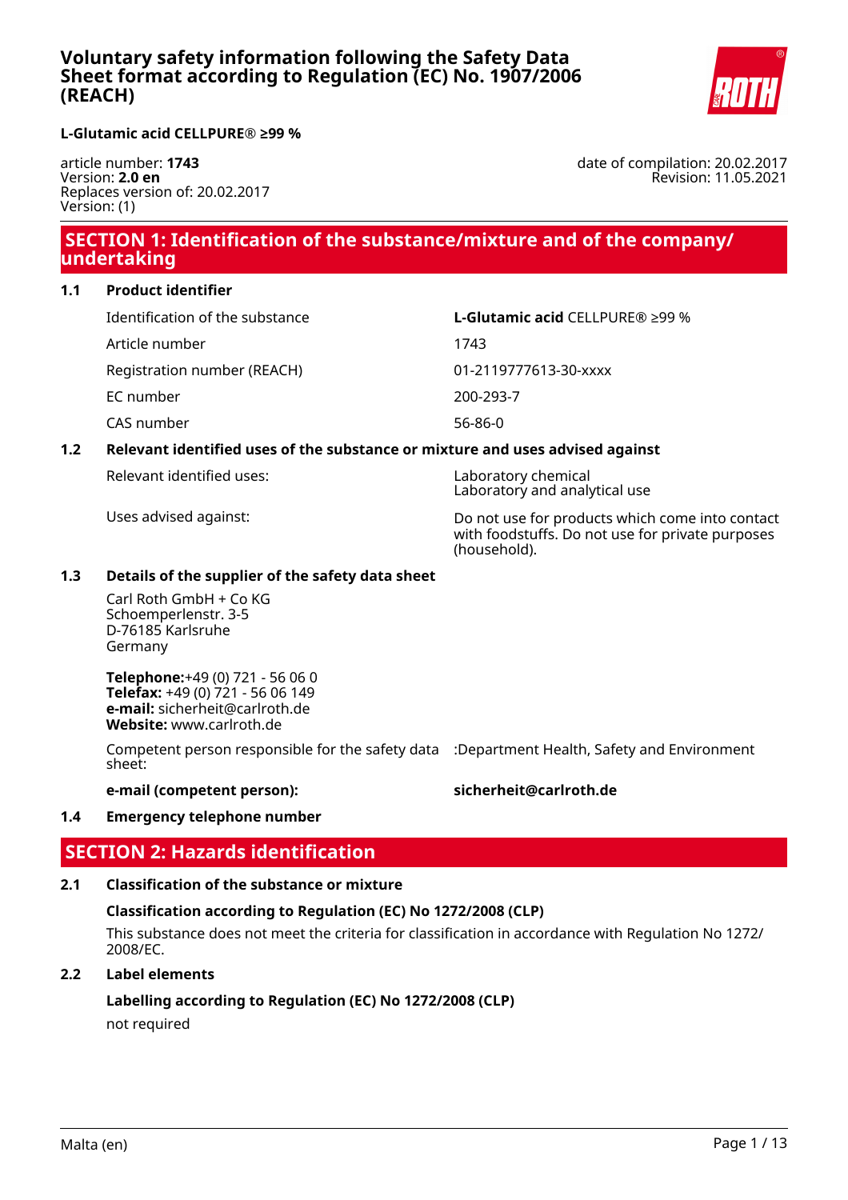# Voluntary safety information following the Safety Data Sheet format according to Regulation (EC) No. 1907/2006 (REACH)

**L-Glutamic acid CELLPURE® ≥99 %**

article number: **1743**
Version: **2.0 en**
Replaces version of: 20.02.2017
Version: (1)

date of compilation: 20.02.2017
Revision: 11.05.2021

## SECTION 1: Identification of the substance/mixture and of the company/undertaking

### 1.1 Product identifier

| | |
|---|---|
| Identification of the substance | **L-Glutamic acid** CELLPURE® ≥99 % |
| Article number | 1743 |
| Registration number (REACH) | 01-2119777613-30-xxxx |
| EC number | 200-293-7 |
| CAS number | 56-86-0 |

### 1.2 Relevant identified uses of the substance or mixture and uses advised against

| | |
|---|---|
| Relevant identified uses: | Laboratory chemical<br>Laboratory and analytical use |
| Uses advised against: | Do not use for products which come into contact with foodstuffs. Do not use for private purposes (household). |

### 1.3 Details of the supplier of the safety data sheet

Carl Roth GmbH + Co KG
Schoemperlenstr. 3-5
D-76185 Karlsruhe
Germany

**Telephone:**+49 (0) 721 - 56 06 0
**Telefax:** +49 (0) 721 - 56 06 149
**e-mail:** sicherheit@carlroth.de
**Website:** www.carlroth.de

| | |
|---|---|
| Competent person responsible for the safety data sheet: | :Department Health, Safety and Environment |
| **e-mail (competent person):** | **sicherheit@carlroth.de** |

### 1.4 Emergency telephone number

## SECTION 2: Hazards identification

### 2.1 Classification of the substance or mixture

**Classification according to Regulation (EC) No 1272/2008 (CLP)**

This substance does not meet the criteria for classification in accordance with Regulation No 1272/2008/EC.

### 2.2 Label elements

**Labelling according to Regulation (EC) No 1272/2008 (CLP)**

not required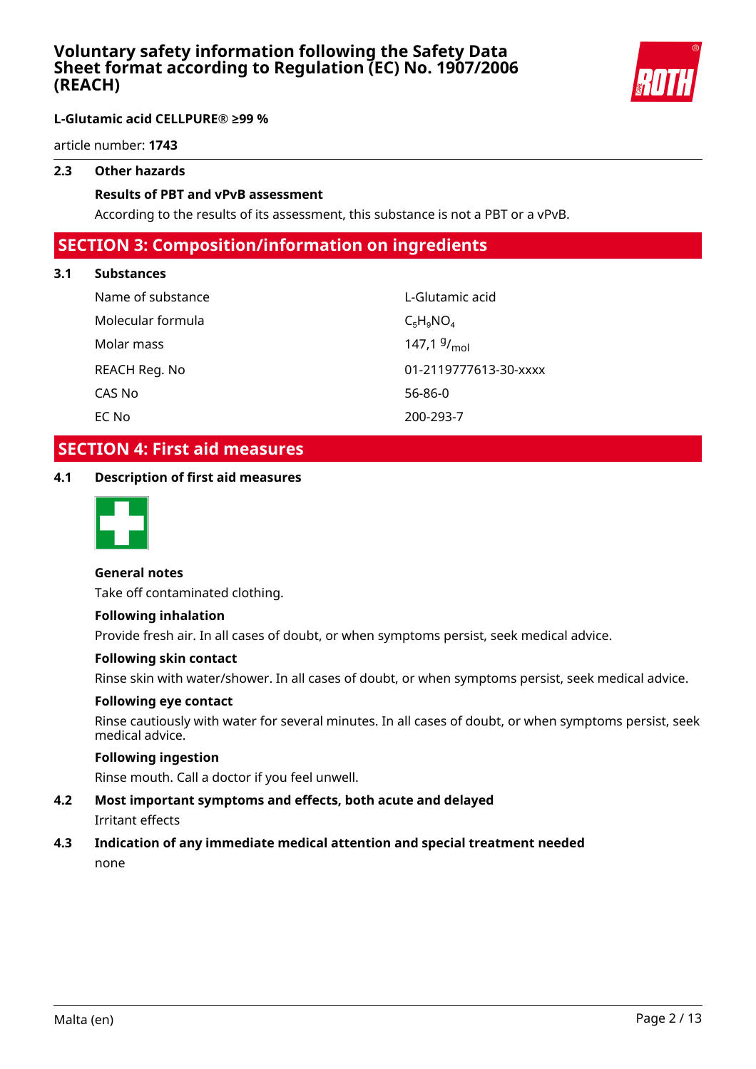### 2.3 Other hazards

**Results of PBT and vPvB assessment**

According to the results of its assessment, this substance is not a PBT or a vPvB.

## SECTION 3: Composition/information on ingredients

### 3.1 Substances

| | |
|---|---|
| Name of substance | L-Glutamic acid |
| Molecular formula | $C_5H_9NO_4$ |
| Molar mass | 147,1 $^{g}/_{mol}$ |
| REACH Reg. No | 01-2119777613-30-xxxx |
| CAS No | 56-86-0 |
| EC No | 200-293-7 |

## SECTION 4: First aid measures

### 4.1 Description of first aid measures

**General notes**

Take off contaminated clothing.

**Following inhalation**

Provide fresh air. In all cases of doubt, or when symptoms persist, seek medical advice.

**Following skin contact**

Rinse skin with water/shower. In all cases of doubt, or when symptoms persist, seek medical advice.

**Following eye contact**

Rinse cautiously with water for several minutes. In all cases of doubt, or when symptoms persist, seek medical advice.

**Following ingestion**

Rinse mouth. Call a doctor if you feel unwell.

### 4.2 Most important symptoms and effects, both acute and delayed

Irritant effects

### 4.3 Indication of any immediate medical attention and special treatment needed

none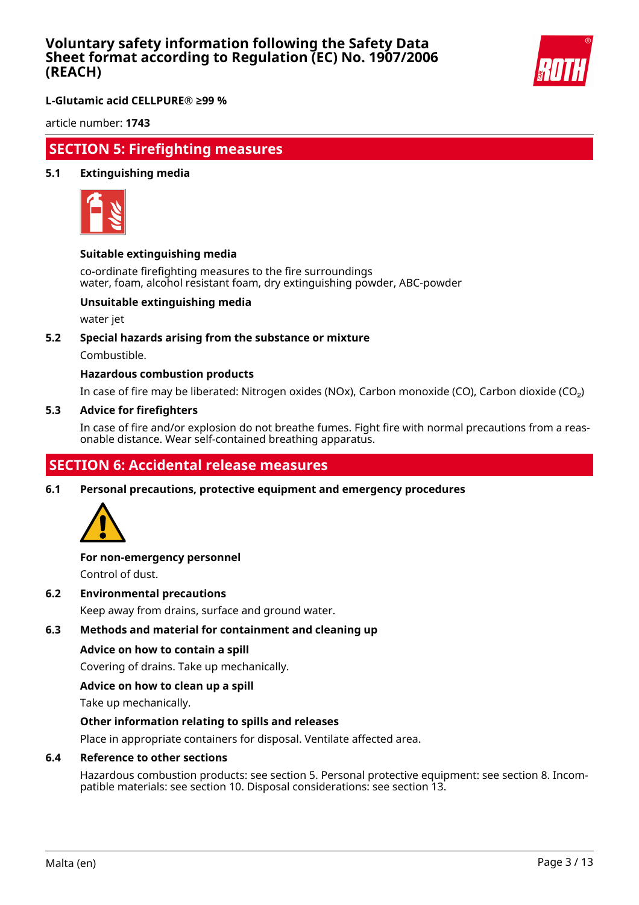## SECTION 5: Firefighting measures

### 5.1 Extinguishing media

**Suitable extinguishing media**

co-ordinate firefighting measures to the fire surroundings
water, foam, alcohol resistant foam, dry extinguishing powder, ABC-powder

**Unsuitable extinguishing media**

water jet

### 5.2 Special hazards arising from the substance or mixture

Combustible.

**Hazardous combustion products**

In case of fire may be liberated: Nitrogen oxides (NOx), Carbon monoxide (CO), Carbon dioxide ($CO_2$)

### 5.3 Advice for firefighters

In case of fire and/or explosion do not breathe fumes. Fight fire with normal precautions from a reasonable distance. Wear self-contained breathing apparatus.

## SECTION 6: Accidental release measures

### 6.1 Personal precautions, protective equipment and emergency procedures

**For non-emergency personnel**

Control of dust.

### 6.2 Environmental precautions

Keep away from drains, surface and ground water.

### 6.3 Methods and material for containment and cleaning up

**Advice on how to contain a spill**

Covering of drains. Take up mechanically.

**Advice on how to clean up a spill**

Take up mechanically.

**Other information relating to spills and releases**

Place in appropriate containers for disposal. Ventilate affected area.

### 6.4 Reference to other sections

Hazardous combustion products: see section 5. Personal protective equipment: see section 8. Incompatible materials: see section 10. Disposal considerations: see section 13.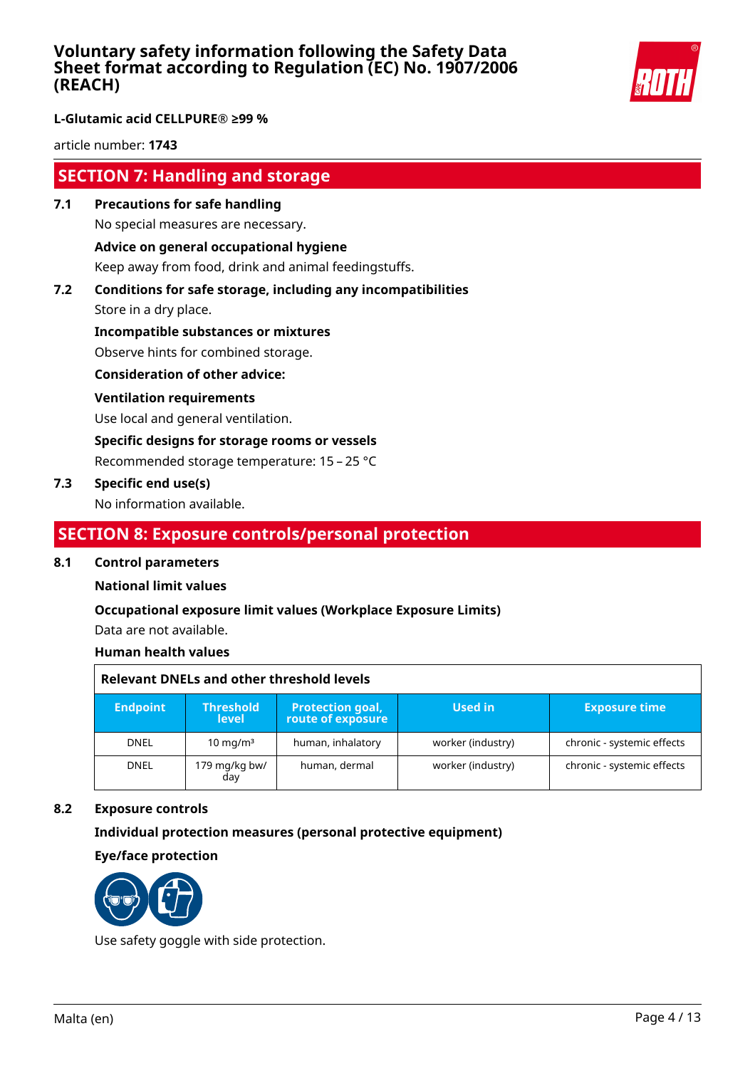**L-Glutamic acid CELLPURE® ≥99 %**

article number: **1743**

## SECTION 7: Handling and storage

### 7.1 Precautions for safe handling

No special measures are necessary.

**Advice on general occupational hygiene**

Keep away from food, drink and animal feedingstuffs.

### 7.2 Conditions for safe storage, including any incompatibilities

Store in a dry place.

**Incompatible substances or mixtures**

Observe hints for combined storage.

**Consideration of other advice:**

**Ventilation requirements**

Use local and general ventilation.

**Specific designs for storage rooms or vessels**

Recommended storage temperature: 15 – 25 °C

### 7.3 Specific end use(s)

No information available.

## SECTION 8: Exposure controls/personal protection

### 8.1 Control parameters

**National limit values**

**Occupational exposure limit values (Workplace Exposure Limits)**

Data are not available.

**Human health values**

| Relevant DNELs and other threshold levels | | | | |
|---|---|---|---|---|
| Endpoint | Threshold level | Protection goal, route of exposure | Used in | Exposure time |
| DNEL | 10 mg/m³ | human, inhalatory | worker (industry) | chronic - systemic effects |
| DNEL | 179 mg/kg bw/day | human, dermal | worker (industry) | chronic - systemic effects |

### 8.2 Exposure controls

**Individual protection measures (personal protective equipment)**

**Eye/face protection**

Use safety goggle with side protection.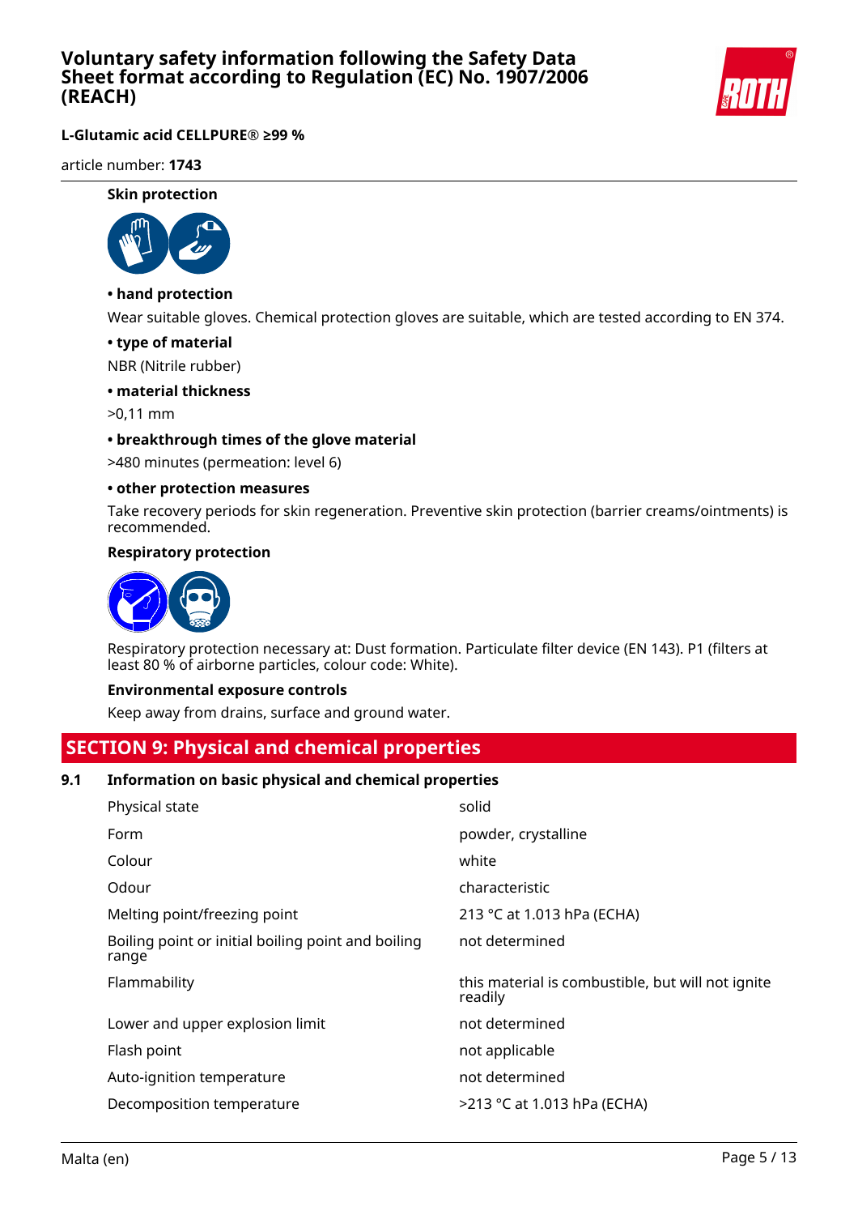**Skin protection**

**• hand protection**

Wear suitable gloves. Chemical protection gloves are suitable, which are tested according to EN 374.

**• type of material**

NBR (Nitrile rubber)

**• material thickness**

>0,11 mm

**• breakthrough times of the glove material**

>480 minutes (permeation: level 6)

**• other protection measures**

Take recovery periods for skin regeneration. Preventive skin protection (barrier creams/ointments) is recommended.

**Respiratory protection**

Respiratory protection necessary at: Dust formation. Particulate filter device (EN 143). P1 (filters at least 80 % of airborne particles, colour code: White).

**Environmental exposure controls**

Keep away from drains, surface and ground water.

## SECTION 9: Physical and chemical properties

### 9.1 Information on basic physical and chemical properties

| | |
|---|---|
| Physical state | solid |
| Form | powder, crystalline |
| Colour | white |
| Odour | characteristic |
| Melting point/freezing point | 213 °C at 1.013 hPa (ECHA) |
| Boiling point or initial boiling point and boiling range | not determined |
| Flammability | this material is combustible, but will not ignite readily |
| Lower and upper explosion limit | not determined |
| Flash point | not applicable |
| Auto-ignition temperature | not determined |
| Decomposition temperature | >213 °C at 1.013 hPa (ECHA) |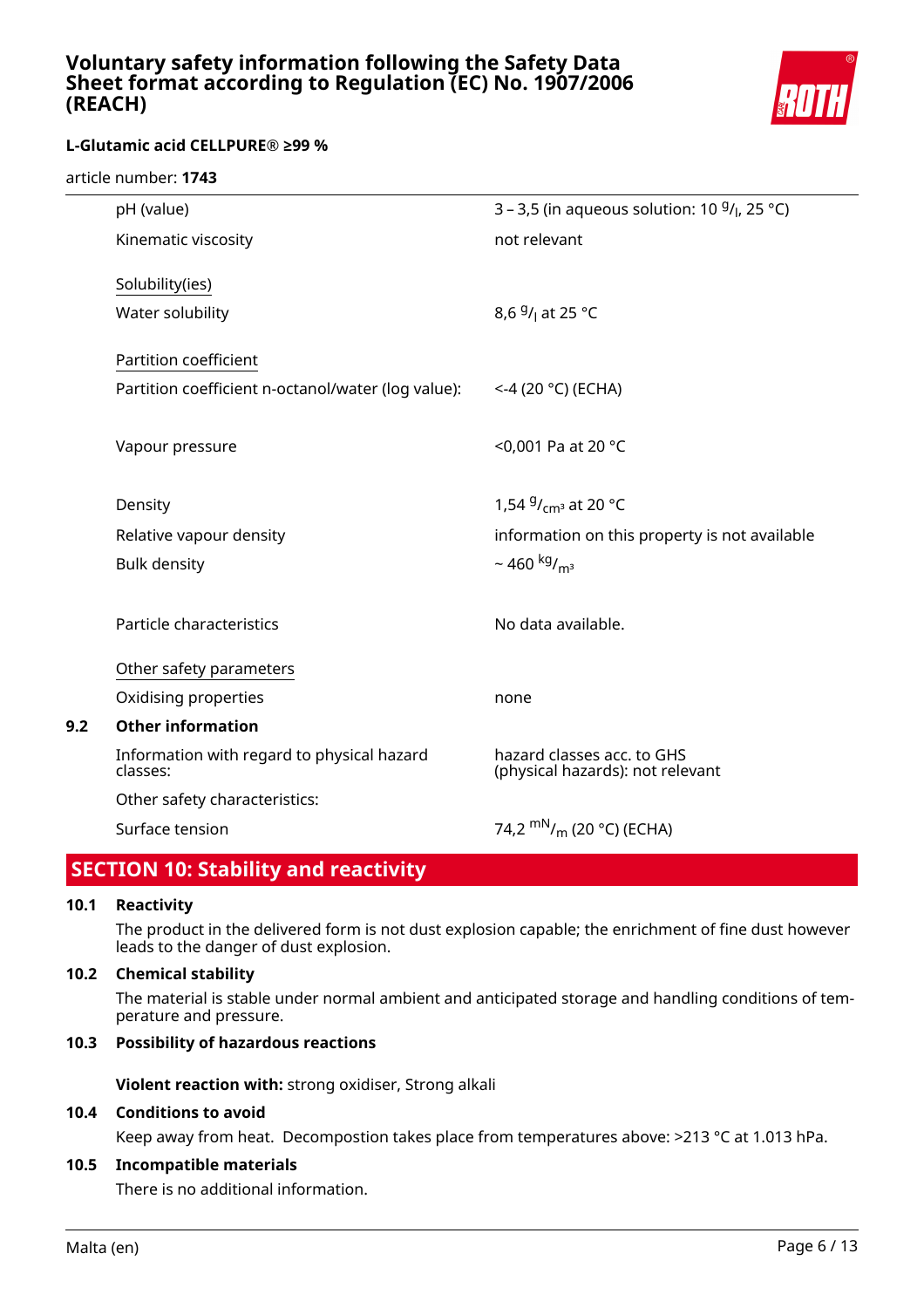| | |
|---|---|
| pH (value) | 3 – 3,5 (in aqueous solution: 10 $^{g}/_{l}$, 25 °C) |
| Kinematic viscosity | not relevant |
| Solubility(ies) | |
| Water solubility | 8,6 $^{g}/_{l}$ at 25 °C |
| Partition coefficient | |
| Partition coefficient n-octanol/water (log value): | <-4 (20 °C) (ECHA) |
| Vapour pressure | <0,001 Pa at 20 °C |
| Density | 1,54 $^{g}/_{cm^3}$ at 20 °C |
| Relative vapour density | information on this property is not available |
| Bulk density | ~ 460 $^{kg}/_{m^3}$ |
| Particle characteristics | No data available. |
| Other safety parameters | |
| Oxidising properties | none |

### 9.2 Other information

| | |
|---|---|
| Information with regard to physical hazard classes: | hazard classes acc. to GHS (physical hazards): not relevant |
| Other safety characteristics: | |
| Surface tension | 74,2 $^{mN}/_{m}$ (20 °C) (ECHA) |

## SECTION 10: Stability and reactivity

### 10.1 Reactivity

The product in the delivered form is not dust explosion capable; the enrichment of fine dust however leads to the danger of dust explosion.

### 10.2 Chemical stability

The material is stable under normal ambient and anticipated storage and handling conditions of temperature and pressure.

### 10.3 Possibility of hazardous reactions

**Violent reaction with:** strong oxidiser, Strong alkali

### 10.4 Conditions to avoid

Keep away from heat. Decompostion takes place from temperatures above: >213 °C at 1.013 hPa.

### 10.5 Incompatible materials

There is no additional information.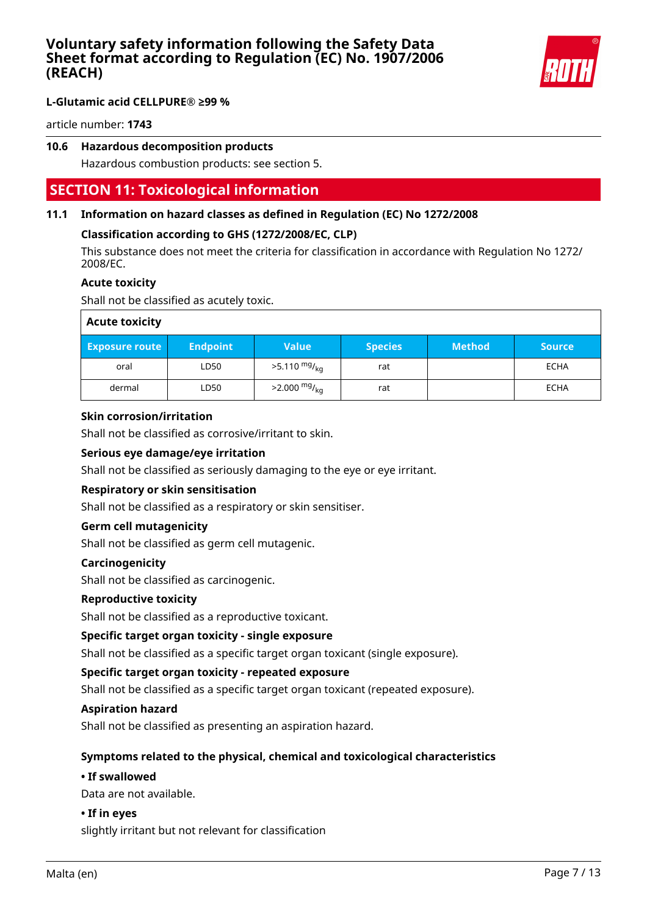### 10.6 Hazardous decomposition products

Hazardous combustion products: see section 5.

## SECTION 11: Toxicological information

### 11.1 Information on hazard classes as defined in Regulation (EC) No 1272/2008

**Classification according to GHS (1272/2008/EC, CLP)**

This substance does not meet the criteria for classification in accordance with Regulation No 1272/ 2008/EC.

**Acute toxicity**

Shall not be classified as acutely toxic.

| Acute toxicity | | | | | |
|---|---|---|---|---|---|
| **Exposure route** | **Endpoint** | **Value** | **Species** | **Method** | **Source** |
| oral | LD50 | >5.110 $^{mg}/_{kg}$ | rat | | ECHA |
| dermal | LD50 | >2.000 $^{mg}/_{kg}$ | rat | | ECHA |

**Skin corrosion/irritation**

Shall not be classified as corrosive/irritant to skin.

**Serious eye damage/eye irritation**

Shall not be classified as seriously damaging to the eye or eye irritant.

**Respiratory or skin sensitisation**

Shall not be classified as a respiratory or skin sensitiser.

**Germ cell mutagenicity**

Shall not be classified as germ cell mutagenic.

**Carcinogenicity**

Shall not be classified as carcinogenic.

**Reproductive toxicity**

Shall not be classified as a reproductive toxicant.

**Specific target organ toxicity - single exposure**

Shall not be classified as a specific target organ toxicant (single exposure).

**Specific target organ toxicity - repeated exposure**

Shall not be classified as a specific target organ toxicant (repeated exposure).

**Aspiration hazard**

Shall not be classified as presenting an aspiration hazard.

**Symptoms related to the physical, chemical and toxicological characteristics**

**• If swallowed**

Data are not available.

**• If in eyes**

slightly irritant but not relevant for classification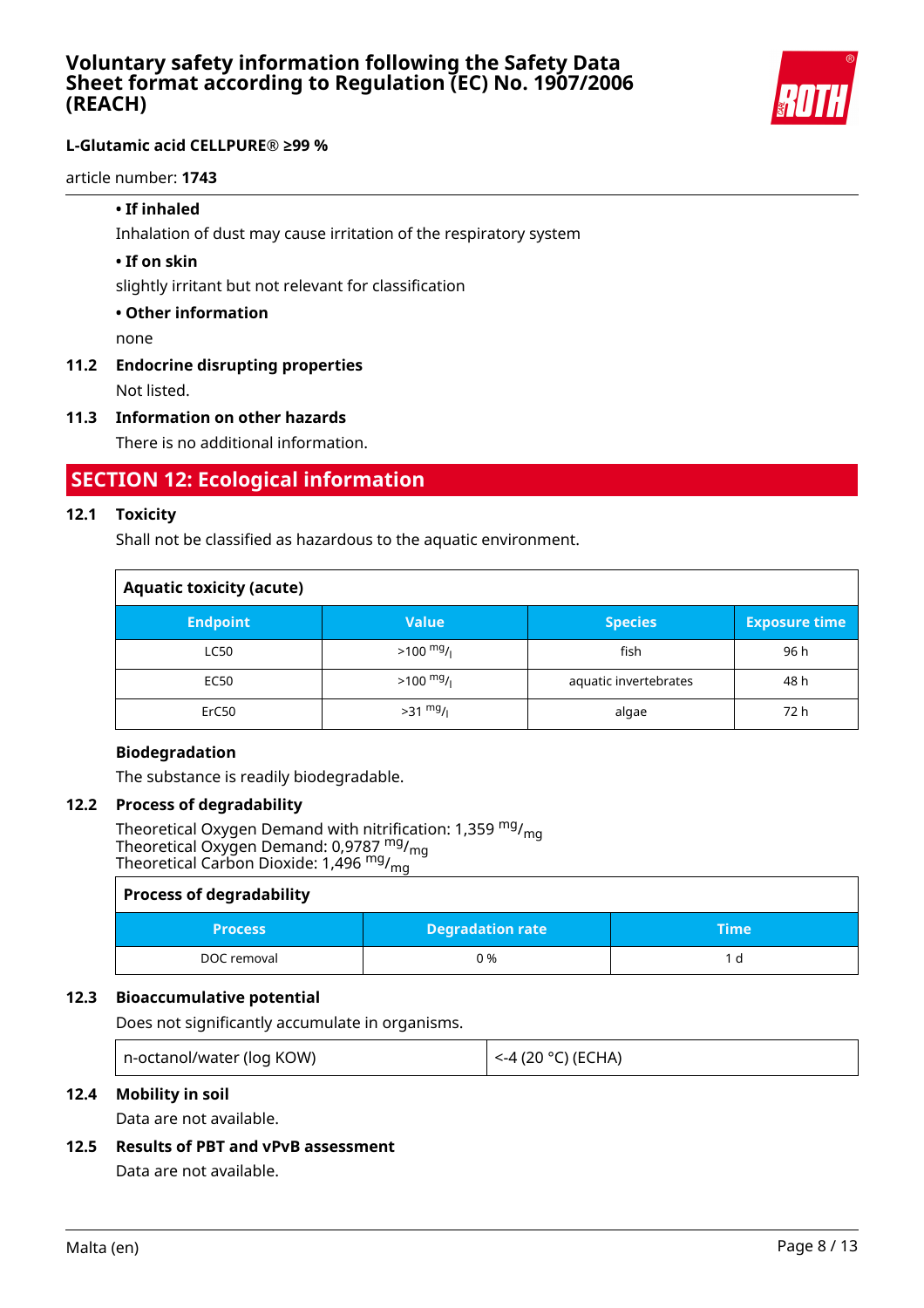- **If inhaled**

  Inhalation of dust may cause irritation of the respiratory system

- **If on skin**

  slightly irritant but not relevant for classification

- **Other information**

  none

**11.2 Endocrine disrupting properties**

Not listed.

**11.3 Information on other hazards**

There is no additional information.

## SECTION 12: Ecological information

**12.1 Toxicity**

Shall not be classified as hazardous to the aquatic environment.

**Aquatic toxicity (acute)**

| Endpoint | Value | Species | Exposure time |
|---|---|---|---|
| LC50 | >100 $^{mg}/_{l}$ | fish | 96 h |
| EC50 | >100 $^{mg}/_{l}$ | aquatic invertebrates | 48 h |
| ErC50 | >31 $^{mg}/_{l}$ | algae | 72 h |

**Biodegradation**

The substance is readily biodegradable.

**12.2 Process of degradability**

Theoretical Oxygen Demand with nitrification: 1,359 $^{mg}/_{mg}$
Theoretical Oxygen Demand: 0,9787 $^{mg}/_{mg}$
Theoretical Carbon Dioxide: 1,496 $^{mg}/_{mg}$

**Process of degradability**

| Process | Degradation rate | Time |
|---|---|---|
| DOC removal | 0 % | 1 d |

**12.3 Bioaccumulative potential**

Does not significantly accumulate in organisms.

| | |
|---|---|
| n-octanol/water (log KOW) | <-4 (20 °C) (ECHA) |

**12.4 Mobility in soil**

Data are not available.

**12.5 Results of PBT and vPvB assessment**

Data are not available.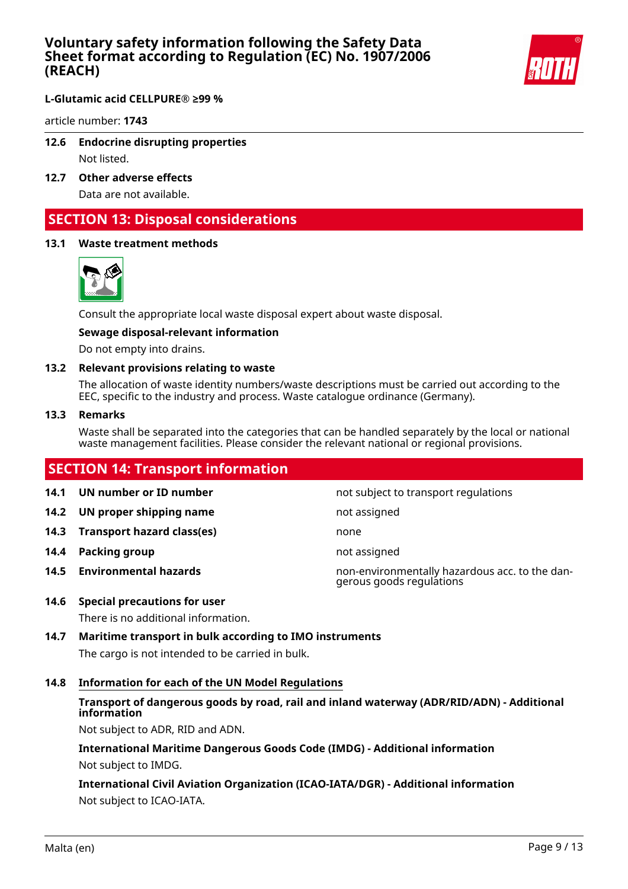**12.6 Endocrine disrupting properties**

Not listed.

**12.7 Other adverse effects**

Data are not available.

## SECTION 13: Disposal considerations

**13.1 Waste treatment methods**

Consult the appropriate local waste disposal expert about waste disposal.

**Sewage disposal-relevant information**

Do not empty into drains.

**13.2 Relevant provisions relating to waste**

The allocation of waste identity numbers/waste descriptions must be carried out according to the EEC, specific to the industry and process. Waste catalogue ordinance (Germany).

**13.3 Remarks**

Waste shall be separated into the categories that can be handled separately by the local or national waste management facilities. Please consider the relevant national or regional provisions.

## SECTION 14: Transport information

| | | |
|---|---|---|
| **14.1** | **UN number or ID number** | not subject to transport regulations |
| **14.2** | **UN proper shipping name** | not assigned |
| **14.3** | **Transport hazard class(es)** | none |
| **14.4** | **Packing group** | not assigned |
| **14.5** | **Environmental hazards** | non-environmentally hazardous acc. to the dangerous goods regulations |

**14.6 Special precautions for user**

There is no additional information.

**14.7 Maritime transport in bulk according to IMO instruments**

The cargo is not intended to be carried in bulk.

**14.8 Information for each of the UN Model Regulations**

**Transport of dangerous goods by road, rail and inland waterway (ADR/RID/ADN) - Additional information**

Not subject to ADR, RID and ADN.

**International Maritime Dangerous Goods Code (IMDG) - Additional information**

Not subject to IMDG.

**International Civil Aviation Organization (ICAO-IATA/DGR) - Additional information**

Not subject to ICAO-IATA.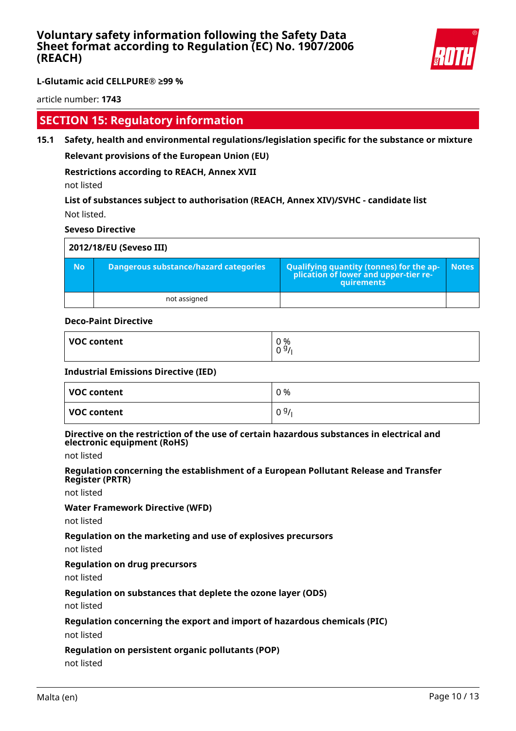# Voluntary safety information following the Safety Data Sheet format according to Regulation (EC) No. 1907/2006 (REACH)

**L-Glutamic acid CELLPURE® ≥99 %**

article number: **1743**

## SECTION 15: Regulatory information

### 15.1 Safety, health and environmental regulations/legislation specific for the substance or mixture

**Relevant provisions of the European Union (EU)**

**Restrictions according to REACH, Annex XVII**

not listed

**List of substances subject to authorisation (REACH, Annex XIV)/SVHC - candidate list**

Not listed.

**Seveso Directive**

| 2012/18/EU (Seveso III) | | | |
|---|---|---|---|
| **No** | **Dangerous substance/hazard categories** | **Qualifying quantity (tonnes) for the application of lower and upper-tier requirements** | **Notes** |
| | not assigned | | |

**Deco-Paint Directive**

| VOC content | 0 % 0 $^{g}/_{l}$ |
|---|---|

**Industrial Emissions Directive (IED)**

| VOC content | 0 % |
|---|---|
| **VOC content** | 0 $^{g}/_{l}$ |

**Directive on the restriction of the use of certain hazardous substances in electrical and electronic equipment (RoHS)**

not listed

**Regulation concerning the establishment of a European Pollutant Release and Transfer Register (PRTR)**

not listed

**Water Framework Directive (WFD)**

not listed

**Regulation on the marketing and use of explosives precursors**

not listed

**Regulation on drug precursors**

not listed

**Regulation on substances that deplete the ozone layer (ODS)**

not listed

**Regulation concerning the export and import of hazardous chemicals (PIC)**

not listed

**Regulation on persistent organic pollutants (POP)**

not listed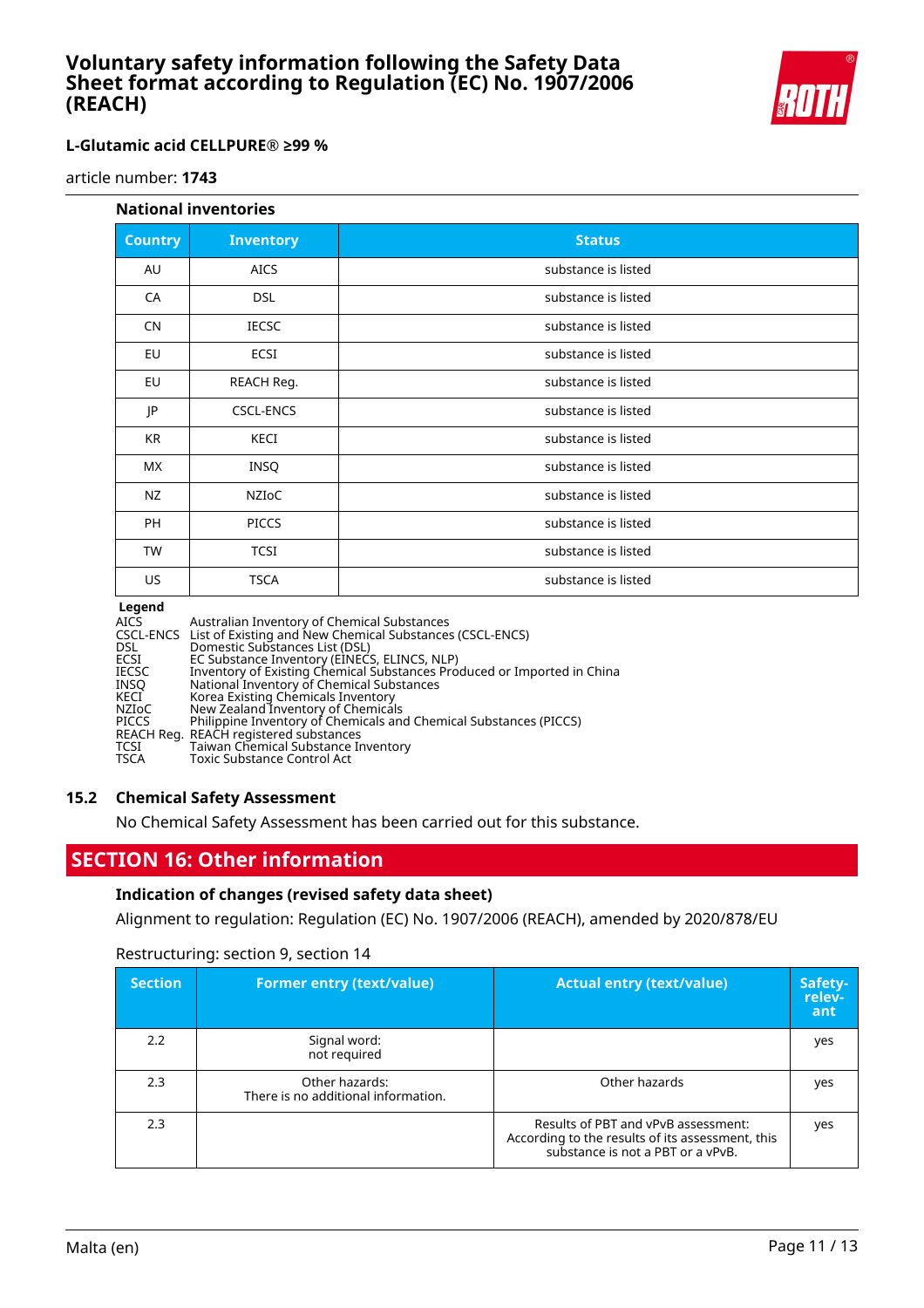### National inventories

| Country | Inventory | Status |
|---|---|---|
| AU | AICS | substance is listed |
| CA | DSL | substance is listed |
| CN | IECSC | substance is listed |
| EU | ECSI | substance is listed |
| EU | REACH Reg. | substance is listed |
| JP | CSCL-ENCS | substance is listed |
| KR | KECI | substance is listed |
| MX | INSQ | substance is listed |
| NZ | NZIoC | substance is listed |
| PH | PICCS | substance is listed |
| TW | TCSI | substance is listed |
| US | TSCA | substance is listed |

**Legend**

AICS Australian Inventory of Chemical Substances
CSCL-ENCS List of Existing and New Chemical Substances (CSCL-ENCS)
DSL Domestic Substances List (DSL)
ECSI EC Substance Inventory (EINECS, ELINCS, NLP)
IECSC Inventory of Existing Chemical Substances Produced or Imported in China
INSQ National Inventory of Chemical Substances
KECI Korea Existing Chemicals Inventory
NZIoC New Zealand Inventory of Chemicals
PICCS Philippine Inventory of Chemicals and Chemical Substances (PICCS)
REACH Reg. REACH registered substances
TCSI Taiwan Chemical Substance Inventory
TSCA Toxic Substance Control Act

### 15.2 Chemical Safety Assessment

No Chemical Safety Assessment has been carried out for this substance.

## SECTION 16: Other information

### Indication of changes (revised safety data sheet)

Alignment to regulation: Regulation (EC) No. 1907/2006 (REACH), amended by 2020/878/EU

Restructuring: section 9, section 14

| Section | Former entry (text/value) | Actual entry (text/value) | Safety-relevant |
|---|---|---|---|
| 2.2 | Signal word: not required | | yes |
| 2.3 | Other hazards: There is no additional information. | Other hazards | yes |
| 2.3 | | Results of PBT and vPvB assessment: According to the results of its assessment, this substance is not a PBT or a vPvB. | yes |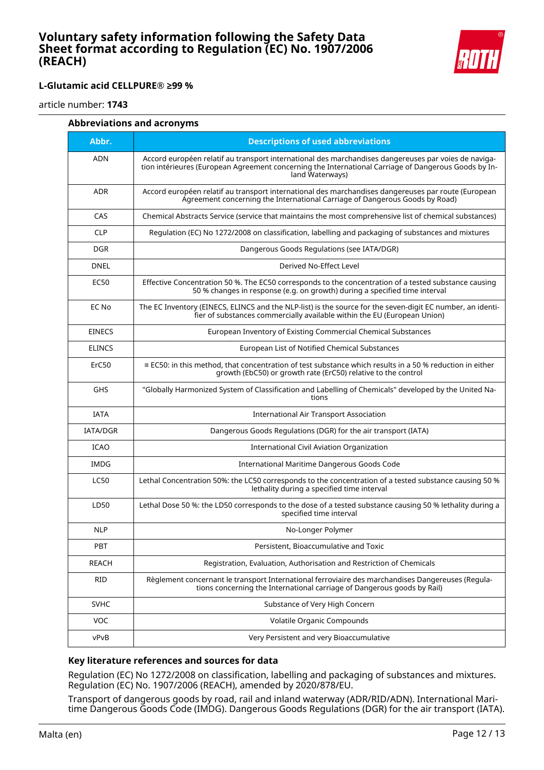## Abbreviations and acronyms

| Abbr. | Descriptions of used abbreviations |
|---|---|
| ADN | Accord européen relatif au transport international des marchandises dangereuses par voies de navigation intérieures (European Agreement concerning the International Carriage of Dangerous Goods by Inland Waterways) |
| ADR | Accord européen relatif au transport international des marchandises dangereuses par route (European Agreement concerning the International Carriage of Dangerous Goods by Road) |
| CAS | Chemical Abstracts Service (service that maintains the most comprehensive list of chemical substances) |
| CLP | Regulation (EC) No 1272/2008 on classification, labelling and packaging of substances and mixtures |
| DGR | Dangerous Goods Regulations (see IATA/DGR) |
| DNEL | Derived No-Effect Level |
| EC50 | Effective Concentration 50 %. The EC50 corresponds to the concentration of a tested substance causing 50 % changes in response (e.g. on growth) during a specified time interval |
| EC No | The EC Inventory (EINECS, ELINCS and the NLP-list) is the source for the seven-digit EC number, an identifier of substances commercially available within the EU (European Union) |
| EINECS | European Inventory of Existing Commercial Chemical Substances |
| ELINCS | European List of Notified Chemical Substances |
| ErC50 | ≡ EC50: in this method, that concentration of test substance which results in a 50 % reduction in either growth (EbC50) or growth rate (ErC50) relative to the control |
| GHS | "Globally Harmonized System of Classification and Labelling of Chemicals" developed by the United Nations |
| IATA | International Air Transport Association |
| IATA/DGR | Dangerous Goods Regulations (DGR) for the air transport (IATA) |
| ICAO | International Civil Aviation Organization |
| IMDG | International Maritime Dangerous Goods Code |
| LC50 | Lethal Concentration 50%: the LC50 corresponds to the concentration of a tested substance causing 50 % lethality during a specified time interval |
| LD50 | Lethal Dose 50 %: the LD50 corresponds to the dose of a tested substance causing 50 % lethality during a specified time interval |
| NLP | No-Longer Polymer |
| PBT | Persistent, Bioaccumulative and Toxic |
| REACH | Registration, Evaluation, Authorisation and Restriction of Chemicals |
| RID | Règlement concernant le transport International ferroviaire des marchandises Dangereuses (Regulations concerning the International carriage of Dangerous goods by Rail) |
| SVHC | Substance of Very High Concern |
| VOC | Volatile Organic Compounds |
| vPvB | Very Persistent and very Bioaccumulative |

## Key literature references and sources for data

Regulation (EC) No 1272/2008 on classification, labelling and packaging of substances and mixtures. Regulation (EC) No. 1907/2006 (REACH), amended by 2020/878/EU.

Transport of dangerous goods by road, rail and inland waterway (ADR/RID/ADN). International Maritime Dangerous Goods Code (IMDG). Dangerous Goods Regulations (DGR) for the air transport (IATA).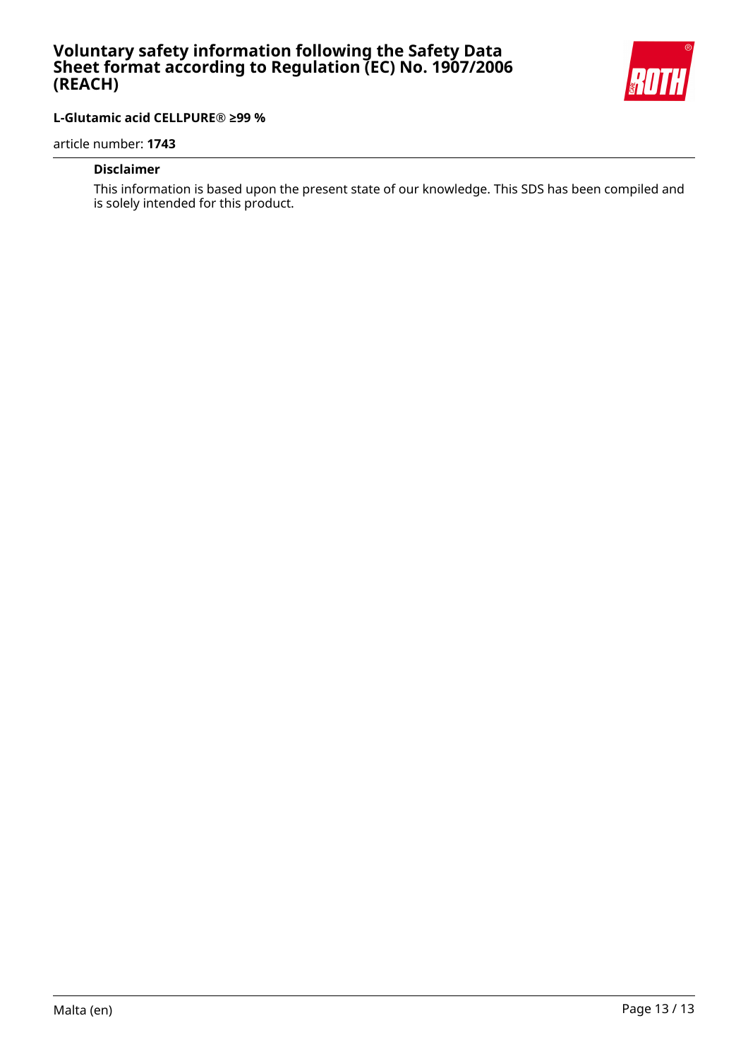### Disclaimer

This information is based upon the present state of our knowledge. This SDS has been compiled and is solely intended for this product.